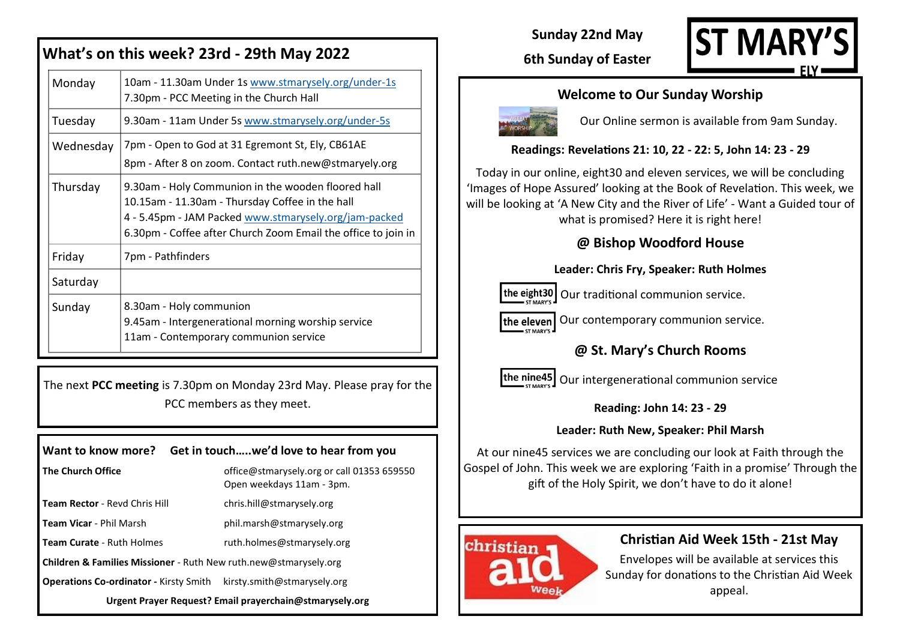## What's on this week? 23rd - 29th May 2022

| | |
|---|---|
| Monday | 10am - 11.30am Under 1s www.stmarysely.org/under-1s<br>7.30pm - PCC Meeting in the Church Hall |
| Tuesday | 9.30am - 11am Under 5s www.stmarysely.org/under-5s |
| Wednesday | 7pm - Open to God at 31 Egremont St, Ely, CB61AE<br>8pm - After 8 on zoom. Contact ruth.new@stmaryely.org |
| Thursday | 9.30am - Holy Communion in the wooden floored hall<br>10.15am - 11.30am - Thursday Coffee in the hall<br>4 - 5.45pm - JAM Packed www.stmarysely.org/jam-packed<br>6.30pm - Coffee after Church Zoom Email the office to join in |
| Friday | 7pm - Pathfinders |
| Saturday | |
| Sunday | 8.30am - Holy communion<br>9.45am - Intergenerational morning worship service<br>11am - Contemporary communion service |

The next **PCC meeting** is 7.30pm on Monday 23rd May. Please pray for the PCC members as they meet.

### Want to know more? Get in touch…..we'd love to hear from you

**The Church Office** — office@stmarysely.org or call 01353 659550
Open weekdays 11am - 3pm.

**Team Rector** - Revd Chris Hill — chris.hill@stmarysely.org

**Team Vicar** - Phil Marsh — phil.marsh@stmarysely.org

**Team Curate** - Ruth Holmes — ruth.holmes@stmarysely.org

**Children & Families Missioner** - Ruth New ruth.new@stmarysely.org

**Operations Co-ordinator -** Kirsty Smith — kirsty.smith@stmarysely.org

**Urgent Prayer Request? Email prayerchain@stmarysely.org**

**Sunday 22nd May**

**6th Sunday of Easter**

# ST MARY'S ELY

## Welcome to Our Sunday Worship

Our Online sermon is available from 9am Sunday.

**Readings: Revelations 21: 10, 22 - 22: 5, John 14: 23 - 29**

Today in our online, eight30 and eleven services, we will be concluding 'Images of Hope Assured' looking at the Book of Revelation. This week, we will be looking at 'A New City and the River of Life' - Want a Guided tour of what is promised? Here it is right here!

### @ Bishop Woodford House

**Leader: Chris Fry, Speaker: Ruth Holmes**

**the eight30** Our traditional communion service.

**the eleven** Our contemporary communion service.

### @ St. Mary's Church Rooms

**the nine45** Our intergenerational communion service

**Reading: John 14: 23 - 29**

**Leader: Ruth New, Speaker: Phil Marsh**

At our nine45 services we are concluding our look at Faith through the Gospel of John. This week we are exploring 'Faith in a promise' Through the gift of the Holy Spirit, we don't have to do it alone!

### Christian Aid Week 15th - 21st May

Envelopes will be available at services this Sunday for donations to the Christian Aid Week appeal.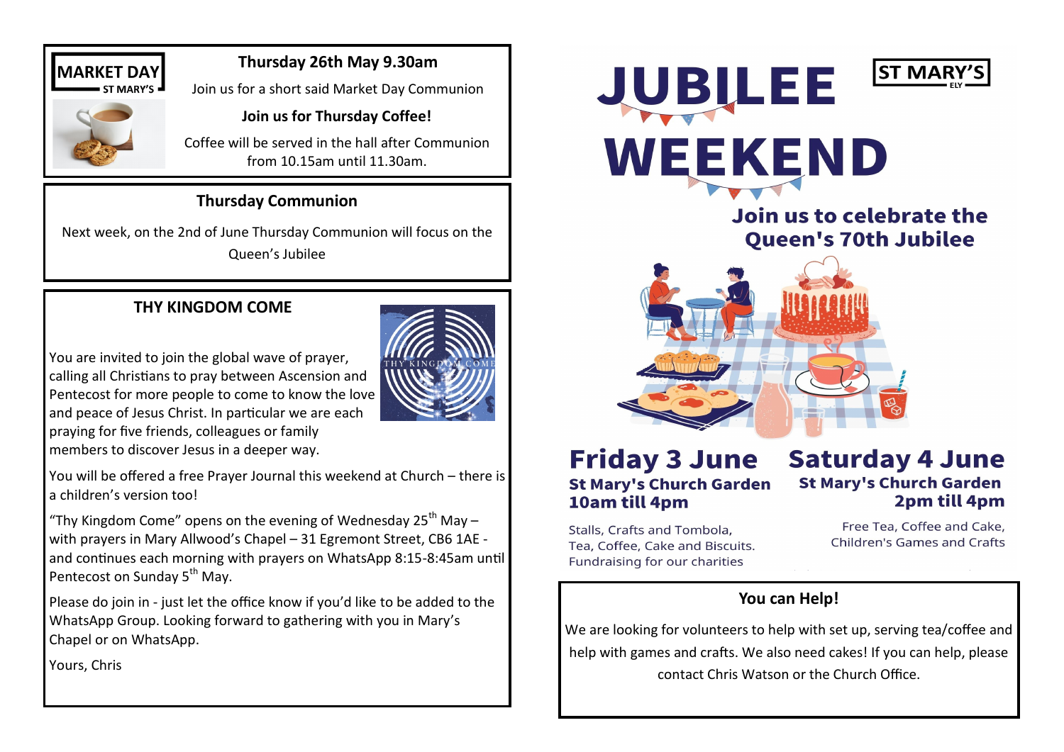## MARKET DAY

ST MARY'S

### Thursday 26th May 9.30am

Join us for a short said Market Day Communion

**Join us for Thursday Coffee!**

Coffee will be served in the hall after Communion from 10.15am until 11.30am.

### Thursday Communion

Next week, on the 2nd of June Thursday Communion will focus on the Queen's Jubilee

### THY KINGDOM COME

THY KINGDOM COME

You are invited to join the global wave of prayer, calling all Christians to pray between Ascension and Pentecost for more people to come to know the love and peace of Jesus Christ. In particular we are each praying for five friends, colleagues or family members to discover Jesus in a deeper way.

You will be offered a free Prayer Journal this weekend at Church – there is a children's version too!

"Thy Kingdom Come" opens on the evening of Wednesday 25th May – with prayers in Mary Allwood's Chapel – 31 Egremont Street, CB6 1AE - and continues each morning with prayers on WhatsApp 8:15-8:45am until Pentecost on Sunday 5th May.

Please do join in - just let the office know if you'd like to be added to the WhatsApp Group. Looking forward to gathering with you in Mary's Chapel or on WhatsApp.

Yours, Chris

# JUBILEE WEEKEND

ST MARY'S ELY

## Join us to celebrate the Queen's 70th Jubilee

### Friday 3 June

**St Mary's Church Garden**
**10am till 4pm**

Stalls, Crafts and Tombola,
Tea, Coffee, Cake and Biscuits.
Fundraising for our charities

### Saturday 4 June

**St Mary's Church Garden**
**2pm till 4pm**

Free Tea, Coffee and Cake,
Children's Games and Crafts

### You can Help!

We are looking for volunteers to help with set up, serving tea/coffee and help with games and crafts. We also need cakes! If you can help, please contact Chris Watson or the Church Office.